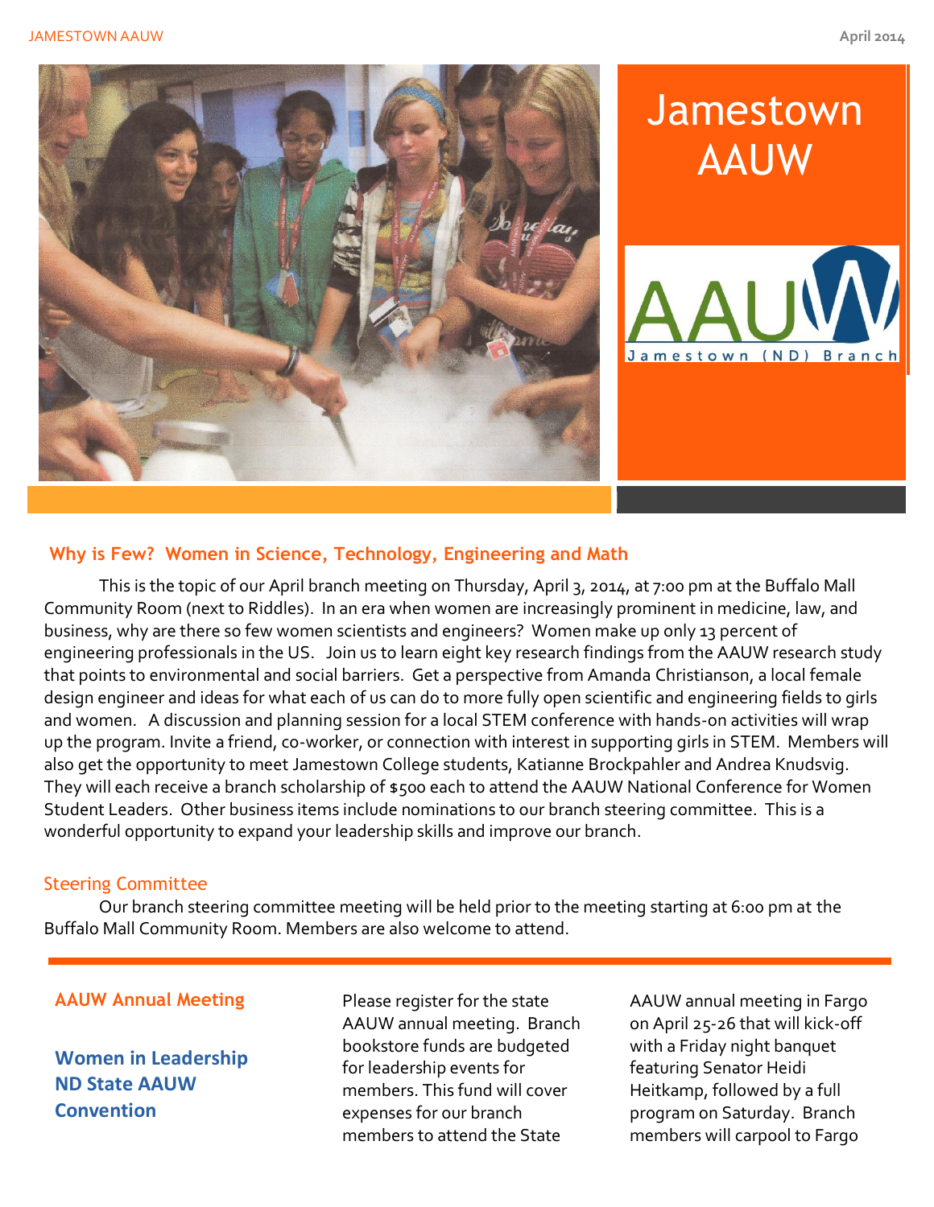# Jamestown AAUW

AAUW Jamestown (ND) Branch

## Why is Few? Women in Science, Technology, Engineering and Math

This is the topic of our April branch meeting on Thursday, April 3, 2014, at 7:00 pm at the Buffalo Mall Community Room (next to Riddles). In an era when women are increasingly prominent in medicine, law, and business, why are there so few women scientists and engineers? Women make up only 13 percent of engineering professionals in the US. Join us to learn eight key research findings from the AAUW research study that points to environmental and social barriers. Get a perspective from Amanda Christianson, a local female design engineer and ideas for what each of us can do to more fully open scientific and engineering fields to girls and women. A discussion and planning session for a local STEM conference with hands-on activities will wrap up the program. Invite a friend, co-worker, or connection with interest in supporting girls in STEM. Members will also get the opportunity to meet Jamestown College students, Katianne Brockpahler and Andrea Knudsvig. They will each receive a branch scholarship of $500 each to attend the AAUW National Conference for Women Student Leaders. Other business items include nominations to our branch steering committee. This is a wonderful opportunity to expand your leadership skills and improve our branch.

### Steering Committee

Our branch steering committee meeting will be held prior to the meeting starting at 6:00 pm at the Buffalo Mall Community Room. Members are also welcome to attend.

## AAUW Annual Meeting

**Women in Leadership ND State AAUW Convention**

Please register for the state AAUW annual meeting. Branch bookstore funds are budgeted for leadership events for members. This fund will cover expenses for our branch members to attend the State AAUW annual meeting in Fargo on April 25-26 that will kick-off with a Friday night banquet featuring Senator Heidi Heitkamp, followed by a full program on Saturday. Branch members will carpool to Fargo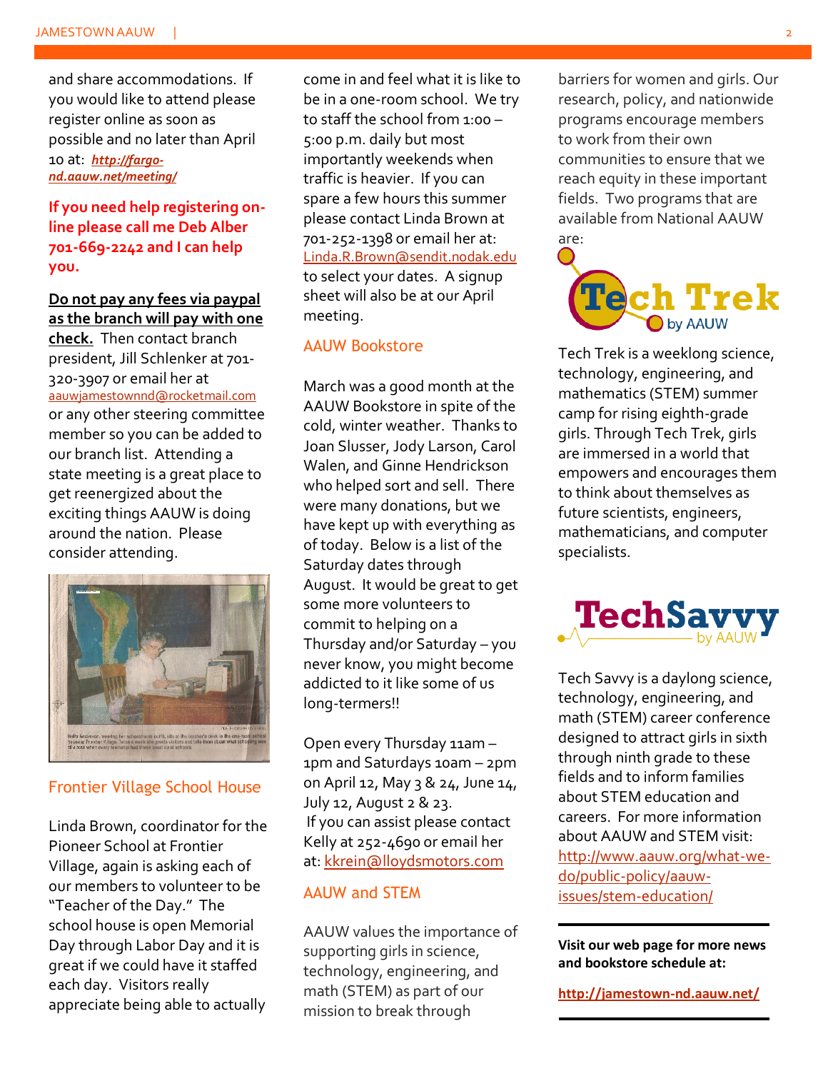and share accommodations. If you would like to attend please register online as soon as possible and no later than April 10 at: ***http://fargo-nd.aauw.net/meeting/***

**If you need help registering on-line please call me Deb Alber 701-669-2242 and I can help you.**

**Do not pay any fees via paypal as the branch will pay with one check.** Then contact branch president, Jill Schlenker at 701-320-3907 or email her at aauwjamestownnd@rocketmail.com or any other steering committee member so you can be added to our branch list. Attending a state meeting is a great place to get reenergized about the exciting things AAUW is doing around the nation. Please consider attending.

## Frontier Village School House

Linda Brown, coordinator for the Pioneer School at Frontier Village, again is asking each of our members to volunteer to be "Teacher of the Day." The school house is open Memorial Day through Labor Day and it is great if we could have it staffed each day. Visitors really appreciate being able to actually come in and feel what it is like to be in a one-room school. We try to staff the school from 1:00 – 5:00 p.m. daily but most importantly weekends when traffic is heavier. If you can spare a few hours this summer please contact Linda Brown at 701-252-1398 or email her at: Linda.R.Brown@sendit.nodak.edu to select your dates. A signup sheet will also be at our April meeting.

## AAUW Bookstore

March was a good month at the AAUW Bookstore in spite of the cold, winter weather. Thanks to Joan Slusser, Jody Larson, Carol Walen, and Ginne Hendrickson who helped sort and sell. There were many donations, but we have kept up with everything as of today. Below is a list of the Saturday dates through August. It would be great to get some more volunteers to commit to helping on a Thursday and/or Saturday – you never know, you might become addicted to it like some of us long-termers!!

Open every Thursday 11am – 1pm and Saturdays 10am – 2pm on April 12, May 3 & 24, June 14, July 12, August 2 & 23.
If you can assist please contact Kelly at 252-4690 or email her at: kkrein@lloydsmotors.com

## AAUW and STEM

AAUW values the importance of supporting girls in science, technology, engineering, and math (STEM) as part of our mission to break through barriers for women and girls. Our research, policy, and nationwide programs encourage members to work from their own communities to ensure that we reach equity in these important fields. Two programs that are available from National AAUW are:

Tech Trek by AAUW

Tech Trek is a weeklong science, technology, engineering, and mathematics (STEM) summer camp for rising eighth-grade girls. Through Tech Trek, girls are immersed in a world that empowers and encourages them to think about themselves as future scientists, engineers, mathematicians, and computer specialists.

TechSavvy by AAUW

Tech Savvy is a daylong science, technology, engineering, and math (STEM) career conference designed to attract girls in sixth through ninth grade to these fields and to inform families about STEM education and careers. For more information about AAUW and STEM visit: http://www.aauw.org/what-we-do/public-policy/aauw-issues/stem-education/

**Visit our web page for more news and bookstore schedule at:**

**http://jamestown-nd.aauw.net/**